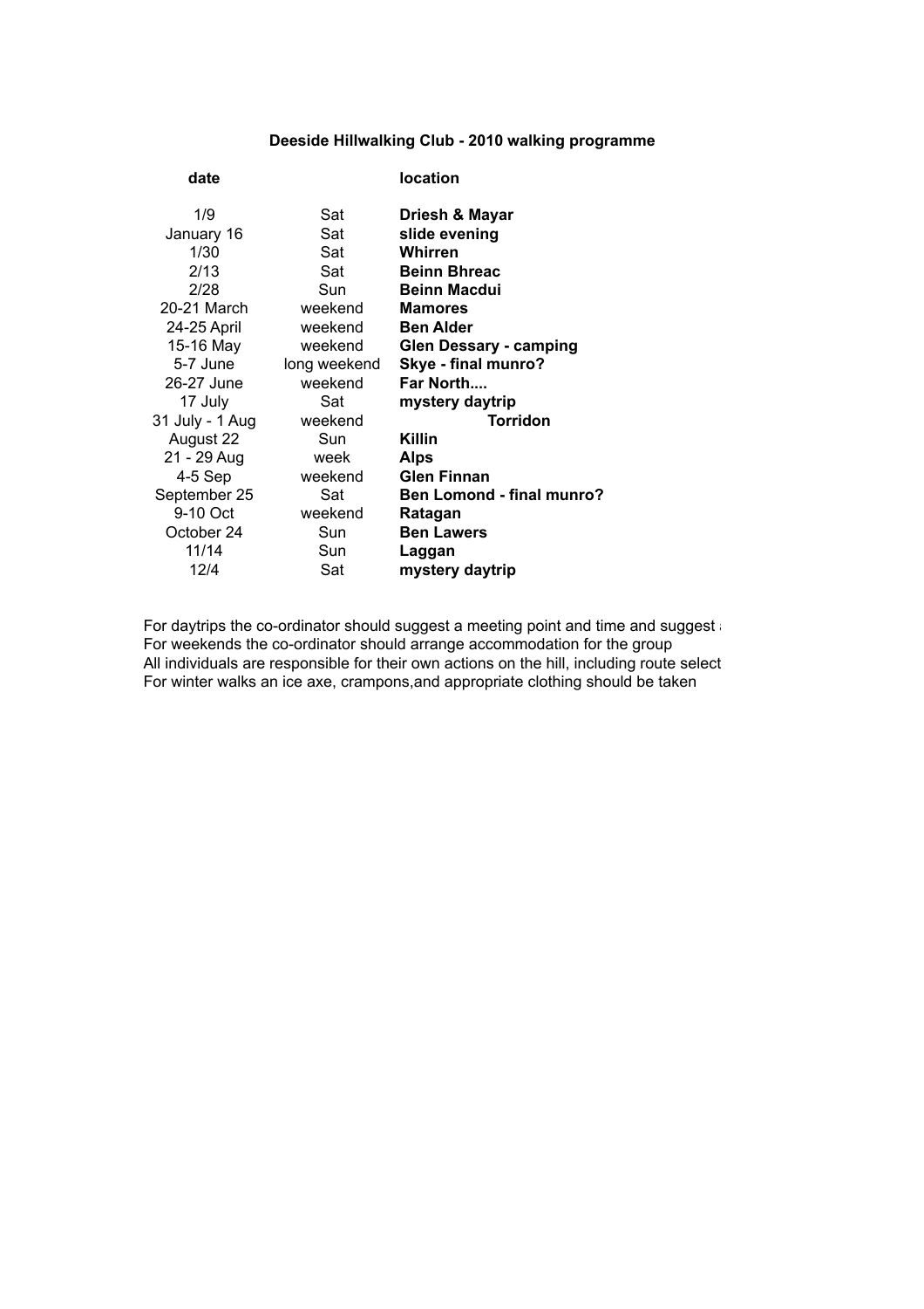**Deeside Hillwalking Club - 2010 walking programme**

| date | | location |
|---|---|---|
| 1/9 | Sat | **Driesh & Mayar** |
| January 16 | Sat | **slide evening** |
| 1/30 | Sat | **Whirren** |
| 2/13 | Sat | **Beinn Bhreac** |
| 2/28 | Sun | **Beinn Macdui** |
| 20-21 March | weekend | **Mamores** |
| 24-25 April | weekend | **Ben Alder** |
| 15-16 May | weekend | **Glen Dessary - camping** |
| 5-7 June | long weekend | **Skye - final munro?** |
| 26-27 June | weekend | **Far North....** |
| 17 July | Sat | **mystery daytrip** |
| 31 July - 1 Aug | weekend | **Torridon** |
| August 22 | Sun | **Killin** |
| 21 - 29 Aug | week | **Alps** |
| 4-5 Sep | weekend | **Glen Finnan** |
| September 25 | Sat | **Ben Lomond - final munro?** |
| 9-10 Oct | weekend | **Ratagan** |
| October 24 | Sun | **Ben Lawers** |
| 11/14 | Sun | **Laggan** |
| 12/4 | Sat | **mystery daytrip** |

For daytrips the co-ordinator should suggest a meeting point and time and suggest a
For weekends the co-ordinator should arrange accommodation for the group
All individuals are responsible for their own actions on the hill, including route select
For winter walks an ice axe, crampons,and appropriate clothing should be taken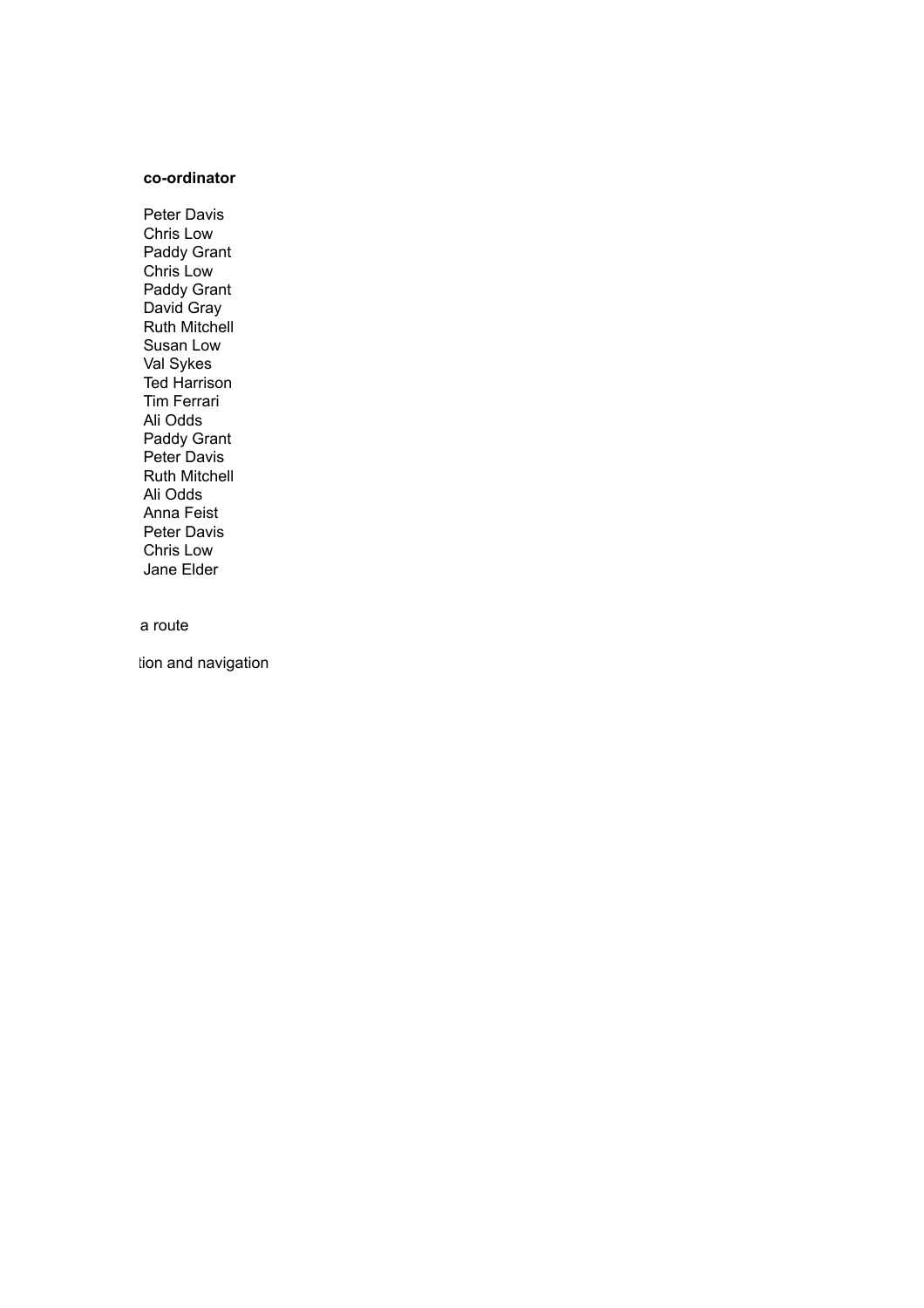**co-ordinator**

Peter Davis
Chris Low
Paddy Grant
Chris Low
Paddy Grant
David Gray
Ruth Mitchell
Susan Low
Val Sykes
Ted Harrison
Tim Ferrari
Ali Odds
Paddy Grant
Peter Davis
Ruth Mitchell
Ali Odds
Anna Feist
Peter Davis
Chris Low
Jane Elder

a route

tion and navigation